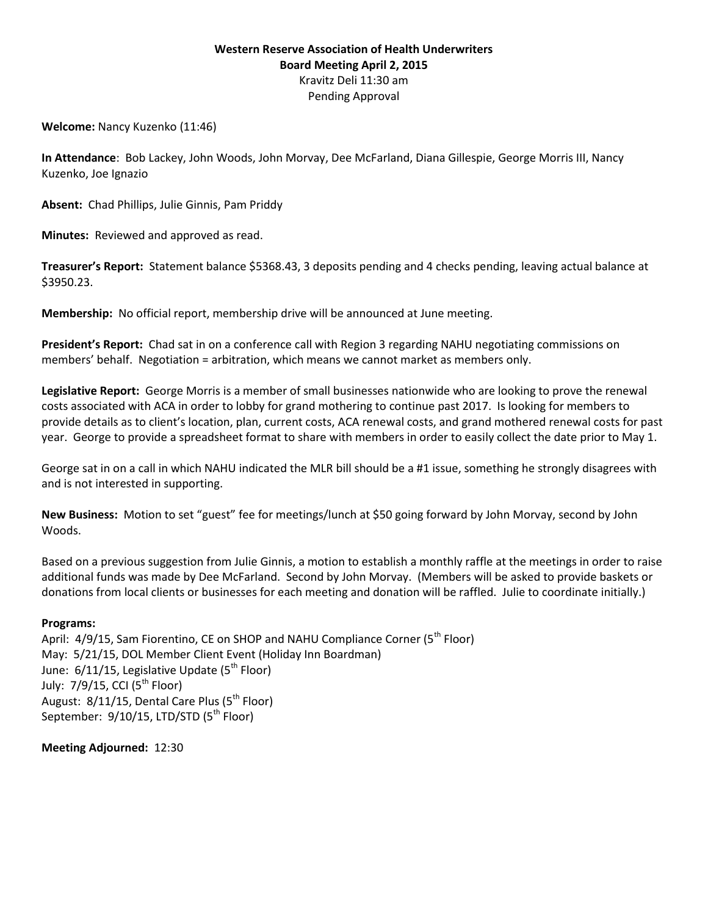**Western Reserve Association of Health Underwriters**
**Board Meeting April 2, 2015**
Kravitz Deli 11:30 am
Pending Approval

**Welcome:** Nancy Kuzenko (11:46)

**In Attendance**: Bob Lackey, John Woods, John Morvay, Dee McFarland, Diana Gillespie, George Morris III, Nancy Kuzenko, Joe Ignazio

**Absent:** Chad Phillips, Julie Ginnis, Pam Priddy

**Minutes:** Reviewed and approved as read.

**Treasurer's Report:** Statement balance $5368.43, 3 deposits pending and 4 checks pending, leaving actual balance at $3950.23.

**Membership:** No official report, membership drive will be announced at June meeting.

**President's Report:** Chad sat in on a conference call with Region 3 regarding NAHU negotiating commissions on members' behalf. Negotiation = arbitration, which means we cannot market as members only.

**Legislative Report:** George Morris is a member of small businesses nationwide who are looking to prove the renewal costs associated with ACA in order to lobby for grand mothering to continue past 2017. Is looking for members to provide details as to client's location, plan, current costs, ACA renewal costs, and grand mothered renewal costs for past year. George to provide a spreadsheet format to share with members in order to easily collect the date prior to May 1.

George sat in on a call in which NAHU indicated the MLR bill should be a #1 issue, something he strongly disagrees with and is not interested in supporting.

**New Business:** Motion to set "guest" fee for meetings/lunch at $50 going forward by John Morvay, second by John Woods.

Based on a previous suggestion from Julie Ginnis, a motion to establish a monthly raffle at the meetings in order to raise additional funds was made by Dee McFarland. Second by John Morvay. (Members will be asked to provide baskets or donations from local clients or businesses for each meeting and donation will be raffled. Julie to coordinate initially.)

**Programs:**
April: 4/9/15, Sam Fiorentino, CE on SHOP and NAHU Compliance Corner (5th Floor)
May: 5/21/15, DOL Member Client Event (Holiday Inn Boardman)
June: 6/11/15, Legislative Update (5th Floor)
July: 7/9/15, CCI (5th Floor)
August: 8/11/15, Dental Care Plus (5th Floor)
September: 9/10/15, LTD/STD (5th Floor)

**Meeting Adjourned:** 12:30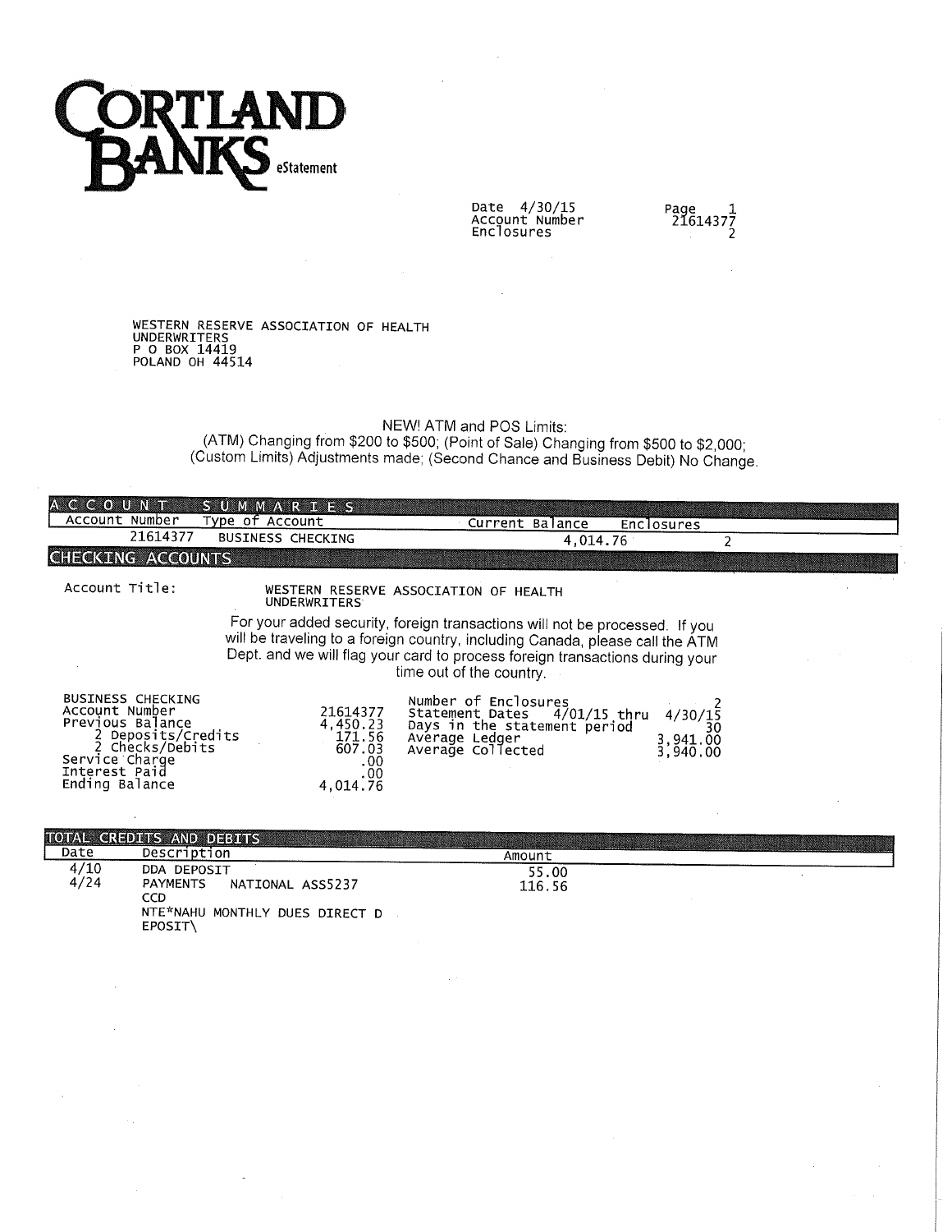# CORTLAND BANKS eStatement

Date 4/30/15
Account Number
Enclosures

Page 1
21614377
2

WESTERN RESERVE ASSOCIATION OF HEALTH
UNDERWRITERS
P O BOX 14419
POLAND OH 44514

NEW! ATM and POS Limits:
(ATM) Changing from $200 to $500; (Point of Sale) Changing from $500 to $2,000;
(Custom Limits) Adjustments made; (Second Chance and Business Debit) No Change.

## ACCOUNT SUMMARIES

| Account Number | Type of Account | Current Balance | Enclosures |
|---|---|---|---|
| 21614377 | BUSINESS CHECKING | 4,014.76 | 2 |

## CHECKING ACCOUNTS

Account Title: WESTERN RESERVE ASSOCIATION OF HEALTH UNDERWRITERS

For your added security, foreign transactions will not be processed. If you will be traveling to a foreign country, including Canada, please call the ATM Dept. and we will flag your card to process foreign transactions during your time out of the country.

| BUSINESS CHECKING | | | |
|---|---|---|---|
| Account Number | 21614377 | Number of Enclosures | 2 |
| Previous Balance | 4,450.23 | Statement Dates 4/01/15 thru | 4/30/15 |
| 2 Deposits/Credits | 171.56 | Days in the statement period | 30 |
| 2 Checks/Debits | 607.03 | Average Ledger | 3,941.00 |
| Service Charge | .00 | Average Collected | 3,940.00 |
| Interest Paid | .00 | | |
| Ending Balance | 4,014.76 | | |

## TOTAL CREDITS AND DEBITS

| Date | Description | Amount |
|---|---|---|
| 4/10 | DDA DEPOSIT | 55.00 |
| 4/24 | PAYMENTS NATIONAL ASS5237 CCD NTE*NAHU MONTHLY DUES DIRECT D EPOSIT\ | 116.56 |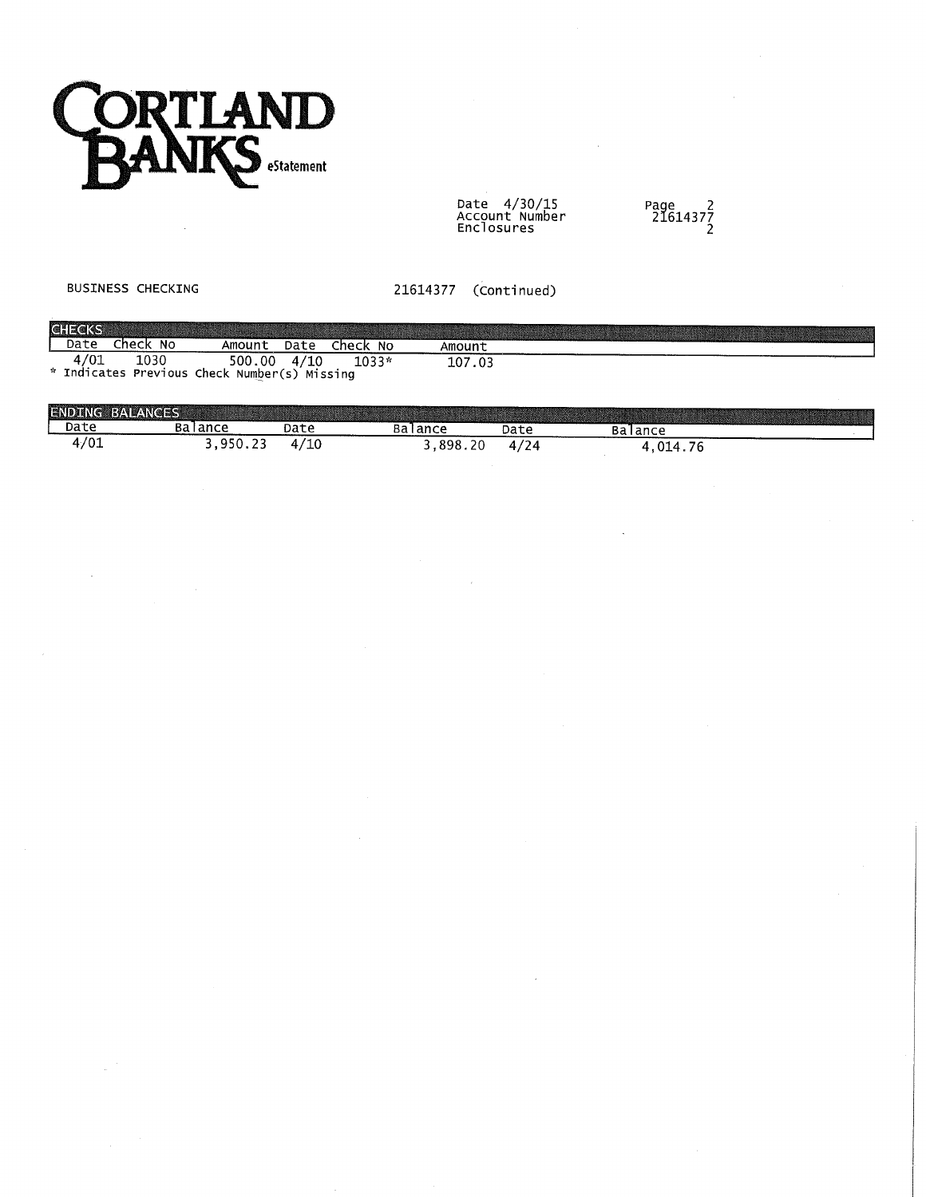CORTLAND BANKS eStatement

Date 4/30/15
Account Number 21614377
Enclosures 2

BUSINESS CHECKING 21614377 (Continued)

**CHECKS**

| Date | Check No | Amount | Date | Check No | Amount |
|---|---|---|---|---|---|
| 4/01 | 1030 | 500.00 | 4/10 | 1033* | 107.03 |

* Indicates Previous Check Number(s) Missing

**ENDING BALANCES**

| Date | Balance | Date | Balance | Date | Balance |
|---|---|---|---|---|---|
| 4/01 | 3,950.23 | 4/10 | 3,898.20 | 4/24 | 4,014.76 |